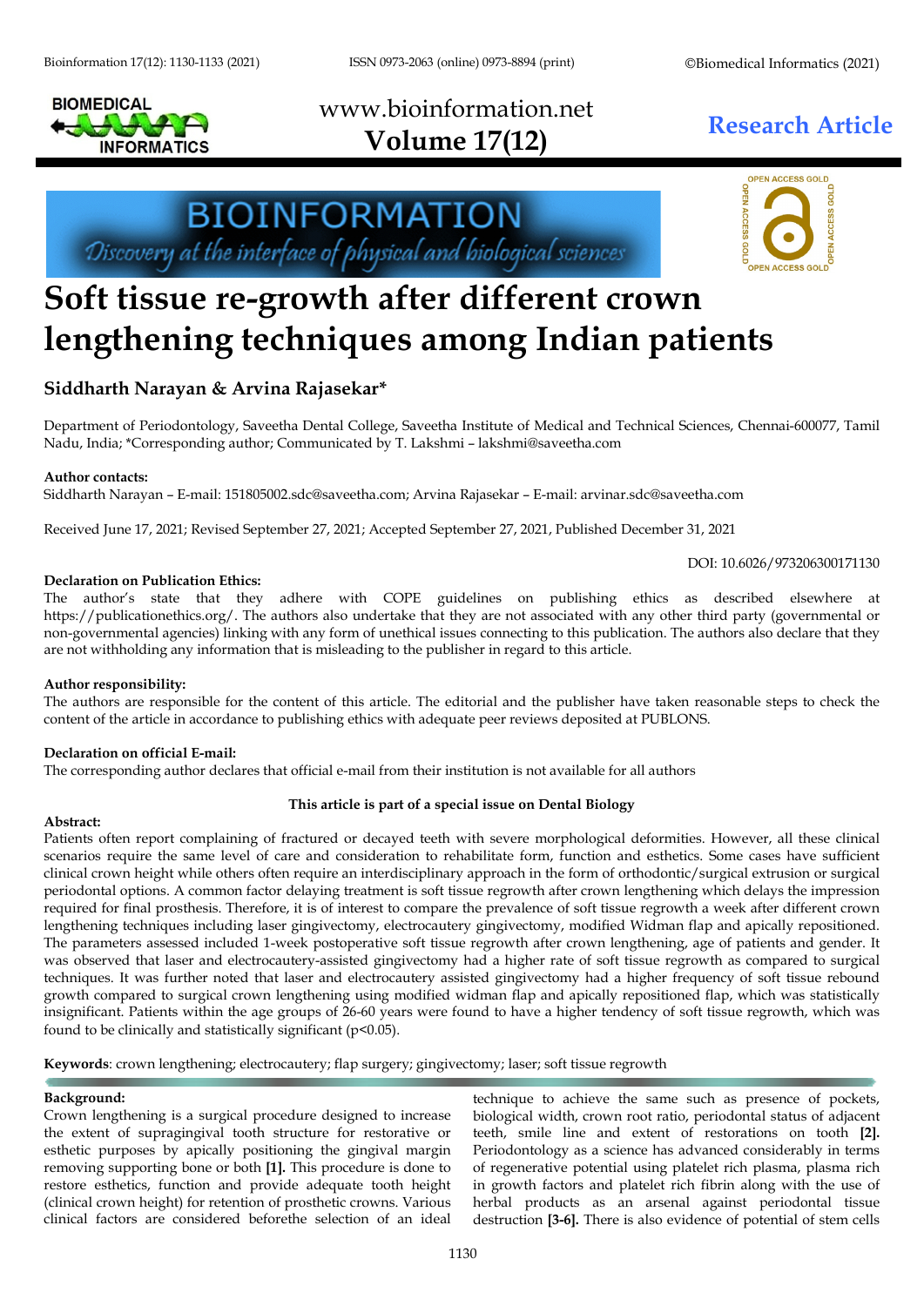Research Article

# Soft tissue re-growth after different crown lengthening techniques among Indian patients

**Siddharth Narayan & Arvina Rajasekar***

Department of Periodontology, Saveetha Dental College, Saveetha Institute of Medical and Technical Sciences, Chennai-600077, Tamil Nadu, India; *Corresponding author; Communicated by T. Lakshmi – lakshmi@saveetha.com

**Author contacts:**
Siddharth Narayan – E-mail: 151805002.sdc@saveetha.com; Arvina Rajasekar – E-mail: arvinar.sdc@saveetha.com

Received June 17, 2021; Revised September 27, 2021; Accepted September 27, 2021, Published December 31, 2021

DOI: 10.6026/973206300171130

**Declaration on Publication Ethics:**
The author's state that they adhere with COPE guidelines on publishing ethics as described elsewhere at https://publicationethics.org/. The authors also undertake that they are not associated with any other third party (governmental or non-governmental agencies) linking with any form of unethical issues connecting to this publication. The authors also declare that they are not withholding any information that is misleading to the publisher in regard to this article.

**Author responsibility:**
The authors are responsible for the content of this article. The editorial and the publisher have taken reasonable steps to check the content of the article in accordance to publishing ethics with adequate peer reviews deposited at PUBLONS.

**Declaration on official E-mail:**
The corresponding author declares that official e-mail from their institution is not available for all authors

**This article is part of a special issue on Dental Biology**

**Abstract:**
Patients often report complaining of fractured or decayed teeth with severe morphological deformities. However, all these clinical scenarios require the same level of care and consideration to rehabilitate form, function and esthetics. Some cases have sufficient clinical crown height while others often require an interdisciplinary approach in the form of orthodontic/surgical extrusion or surgical periodontal options. A common factor delaying treatment is soft tissue regrowth after crown lengthening which delays the impression required for final prosthesis. Therefore, it is of interest to compare the prevalence of soft tissue regrowth a week after different crown lengthening techniques including laser gingivectomy, electrocautery gingivectomy, modified Widman flap and apically repositioned. The parameters assessed included 1-week postoperative soft tissue regrowth after crown lengthening, age of patients and gender. It was observed that laser and electrocautery-assisted gingivectomy had a higher rate of soft tissue regrowth as compared to surgical techniques. It was further noted that laser and electrocautery assisted gingivectomy had a higher frequency of soft tissue rebound growth compared to surgical crown lengthening using modified widman flap and apically repositioned flap, which was statistically insignificant. Patients within the age groups of 26-60 years were found to have a higher tendency of soft tissue regrowth, which was found to be clinically and statistically significant ($p<0.05$).

**Keywords**: crown lengthening; electrocautery; flap surgery; gingivectomy; laser; soft tissue regrowth

## Background:

Crown lengthening is a surgical procedure designed to increase the extent of supragingival tooth structure for restorative or esthetic purposes by apically positioning the gingival margin removing supporting bone or both **[1].** This procedure is done to restore esthetics, function and provide adequate tooth height (clinical crown height) for retention of prosthetic crowns. Various clinical factors are considered beforethe selection of an ideal technique to achieve the same such as presence of pockets, biological width, crown root ratio, periodontal status of adjacent teeth, smile line and extent of restorations on tooth **[2].** Periodontology as a science has advanced considerably in terms of regenerative potential using platelet rich plasma, plasma rich in growth factors and platelet rich fibrin along with the use of herbal products as an arsenal against periodontal tissue destruction **[3-6].** There is also evidence of potential of stem cells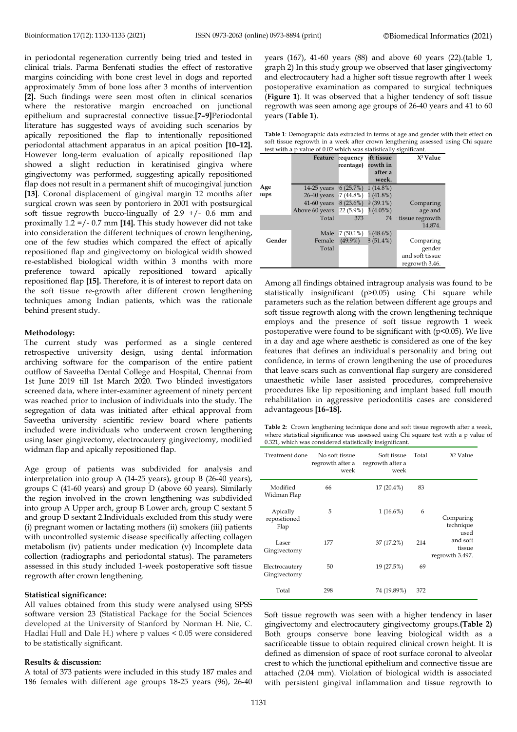in periodontal regeneration currently being tried and tested in clinical trials. Parma Benfenati studies the effect of restorative margins coinciding with bone crest level in dogs and reported approximately 5mm of bone loss after 3 months of intervention **[2].** Such findings were seen most often in clinical scenarios where the restorative margin encroached on junctional epithelium and supracrestal connective tissue.**[7–9]**Periodontal literature has suggested ways of avoiding such scenarios by apically repositioned the flap to intentionally repositioned periodontal attachment apparatus in an apical position **[10–12].** However long-term evaluation of apically repositioned flap showed a slight reduction in keratinised gingiva where gingivectomy was performed, suggesting apically repositioned flap does not result in a permanent shift of mucogingival junction **[13]**. Coronal displacement of gingival margin 12 months after surgical crown was seen by pontoriero in 2001 with postsurgical soft tissue regrowth bucco-lingually of 2.9 +/- 0.6 mm and proximally 1.2 =/- 0.7 mm **[14].** This study however did not take into consideration the different techniques of crown lengthening, one of the few studies which compared the effect of apically repositioned flap and gingivectomy on biological width showed re-established biological width within 3 months with more preference toward apically repositioned toward apically repositioned flap **[15].** Therefore, it is of interest to report data on the soft tissue re-growth after different crown lengthening techniques among Indian patients, which was the rationale behind present study.

**Methodology:**

The current study was performed as a single centered retrospective university design, using dental information archiving software for the comparison of the entire patient outflow of Saveetha Dental College and Hospital, Chennai from 1st June 2019 till 1st March 2020. Two blinded investigators screened data, where inter-examiner agreement of ninety percent was reached prior to inclusion of individuals into the study. The segregation of data was initiated after ethical approval from Saveetha university scientific review board where patients included were individuals who underwent crown lengthening using laser gingivectomy, electrocautery gingivectomy, modified widman flap and apically repositioned flap.

Age group of patients was subdivided for analysis and interpretation into group A (14-25 years), group B (26-40 years), groups C (41-60 years) and group D (above 60 years). Similarly the region involved in the crown lengthening was subdivided into group A Upper arch, group B Lower arch, group C sextant 5 and group D sextant 2.Individuals excluded from this study were (i) pregnant women or lactating mothers (ii) smokers (iii) patients with uncontrolled systemic disease specifically affecting collagen metabolism (iv) patients under medication (v) Incomplete data collection (radiographs and periodontal status). The parameters assessed in this study included 1-week postoperative soft tissue regrowth after crown lengthening.

**Statistical significance:**

All values obtained from this study were analysed using SPSS software version 23 (Statistical Package for the Social Sciences developed at the University of Stanford by Norman H. Nie, C. Hadlai Hull and Dale H.) where p values < 0.05 were considered to be statistically significant.

**Results & discussion:**

A total of 373 patients were included in this study 187 males and 186 females with different age groups 18-25 years (96), 26-40 years (167), 41-60 years (88) and above 60 years (22).(table 1, graph 2) In this study group we observed that laser gingivectomy and electrocautery had a higher soft tissue regrowth after 1 week postoperative examination as compared to surgical techniques (**Figure 1**). It was observed that a higher tendency of soft tissue regrowth was seen among age groups of 26-40 years and 41 to 60 years (**Table 1**).

**Table 1**: Demographic data extracted in terms of age and gender with their effect on soft tissue regrowth in a week after crown lengthening assessed using Chi square test with a p value of 0.02 which was statistically significant.

| | Feature | requency rcentage) | ft tissue rowth in after a week. | $X^2$ Value |
|---|---|---|---|---|
| Age oups | 14-25 years | 6 (25.7%) | 1 (14.8%) | |
| | 26-40 years | 7 (44.8%) | 1 (41.8%) | |
| | 41-60 years | 8 (23.6%) | 9 (39.1%) | Comparing |
| | Above 60 years | 22 (5.9%) | 3 (4.05%) | age and |
| | Total | 373 | 74 | tissue regrowth 14.874. |
| | Male | 7 (50.1%) | 5 (48.6%) | |
| Gender | Female | (49.9%) | 3 (51.4%) | Comparing |
| | Total | | | gender and soft tissue regrowth 3.46. |

Among all findings obtained intragroup analysis was found to be statistically insignificant (p>0.05) using Chi square while parameters such as the relation between different age groups and soft tissue regrowth along with the crown lengthening technique employs and the presence of soft tissue regrowth 1 week postoperative were found to be significant with (p<0.05). We live in a day and age where aesthetic is considered as one of the key features that defines an individual's personality and bring out confidence, in terms of crown lengthening the use of procedures that leave scars such as conventional flap surgery are considered unaesthetic while laser assisted procedures, comprehensive procedures like lip repositioning and implant based full mouth rehabilitation in aggressive periodontitis cases are considered advantageous **[16–18].**

**Table 2:** Crown lengthening technique done and soft tissue regrowth after a week, where statistical significance was assessed using Chi square test with a p value of 0.321, which was considered statistically insignificant.

| Treatment done | No soft tissue regrowth after a week | Soft tissue regrowth after a week | Total | $X^2$ Value |
|---|---|---|---|---|
| Modified Widman Flap | 66 | 17 (20.4%) | 83 | |
| Apically repositioned Flap | 5 | 1 (16.6%) | 6 | Comparing technique used and soft tissue regrowth 3.497. |
| Laser Gingivectomy | 177 | 37 (17.2%) | 214 | |
| Electrocautery Gingivectomy | 50 | 19 (27.5%) | 69 | |
| Total | 298 | 74 (19.89%) | 372 | |

Soft tissue regrowth was seen with a higher tendency in laser gingivectomy and electrocautery gingivectomy groups.**(Table 2)** Both groups conserve bone leaving biological width as a sacrificeable tissue to obtain required clinical crown height. It is defined as dimension of space of root surface coronal to alveolar crest to which the junctional epithelium and connective tissue are attached (2.04 mm). Violation of biological width is associated with persistent gingival inflammation and tissue regrowth to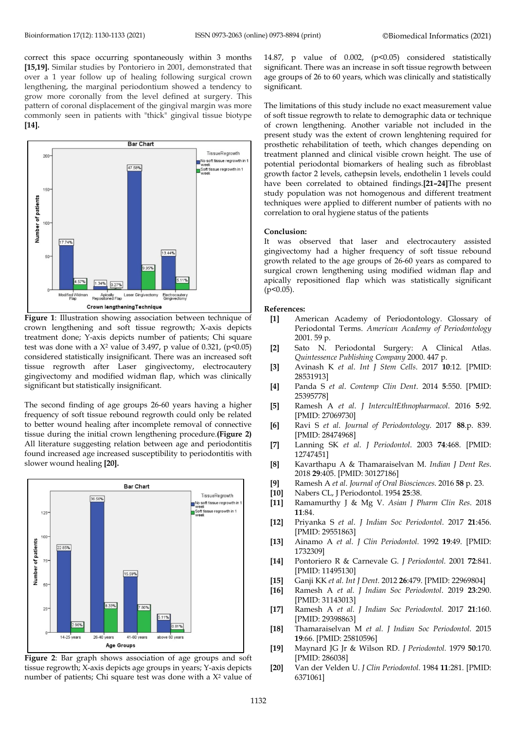correct this space occurring spontaneously within 3 months **[15,19].** Similar studies by Pontoriero in 2001, demonstrated that over a 1 year follow up of healing following surgical crown lengthening, the marginal periodontium showed a tendency to grow more coronally from the level defined at surgery. This pattern of coronal displacement of the gingival margin was more commonly seen in patients with "thick" gingival tissue biotype **[14].**

**Figure 1**: Illustration showing association between technique of crown lengthening and soft tissue regrowth; X-axis depicts treatment done; Y-axis depicts number of patients; Chi square test was done with a $X^2$ value of 3.497, p value of 0.321, ($p<0.05$) considered statistically insignificant. There was an increased soft tissue regrowth after Laser gingivectomy, electrocautery gingivectomy and modified widman flap, which was clinically significant but statistically insignificant.

The second finding of age groups 26-60 years having a higher frequency of soft tissue rebound regrowth could only be related to better wound healing after incomplete removal of connective tissue during the initial crown lengthening procedure.**(Figure 2)** All literature suggesting relation between age and periodontitis found increased age increased susceptibility to periodontitis with slower wound healing **[20].**

**Figure 2**: Bar graph shows association of age groups and soft tissue regrowth; X-axis depicts age groups in years; Y-axis depicts number of patients; Chi square test was done with a $X^2$ value of 14.87, p value of 0.002, ($p<0.05$) considered statistically significant. There was an increase in soft tissue regrowth between age groups of 26 to 60 years, which was clinically and statistically significant.

The limitations of this study include no exact measurement value of soft tissue regrowth to relate to demographic data or technique of crown lengthening. Another variable not included in the present study was the extent of crown lenghtening required for prosthetic rehabilitation of teeth, which changes depending on treatment planned and clinical visible crown height. The use of potential periodontal biomarkers of healing such as fibroblast growth factor 2 levels, cathepsin levels, endothelin 1 levels could have been correlated to obtained findings.**[21–24]**The present study population was not homogenous and different treatment techniques were applied to different number of patients with no correlation to oral hygiene status of the patients

**Conclusion:**

It was observed that laser and electrocautery assisted gingivectomy had a higher frequency of soft tissue rebound growth related to the age groups of 26-60 years as compared to surgical crown lengthening using modified widman flap and apically repositioned flap which was statistically significant ($p<0.05$).

**References:**

- **[1]** American Academy of Periodontology. Glossary of Periodontal Terms. *American Academy of Periodontology* 2001. 59 p.
- **[2]** Sato N. Periodontal Surgery: A Clinical Atlas. *Quintessence Publishing Company* 2000. 447 p.
- **[3]** Avinash K *et al*. *Int J Stem Cells*. 2017 **10**:12. [PMID: 28531913]
- **[4]** Panda S *et al*. *Contemp Clin Dent*. 2014 **5**:550. [PMID: 25395778]
- **[5]** Ramesh A *et al*. *J IntercultEthnopharmacol*. 2016 **5**:92. [PMID: 27069730]
- **[6]** Ravi S *et al*. *Journal of Periodontology*. 2017 **88**.p. 839. [PMID: 28474968]
- **[7]** Lanning SK *et al*. *J Periodontol*. 2003 **74**:468. [PMID: 12747451]
- **[8]** Kavarthapu A & Thamaraiselvan M. *Indian J Dent Res*. 2018 **29**:405. [PMID: 30127186]
- **[9]** Ramesh A *et al*. *Journal of Oral Biosciences*. 2016 **58** p. 23.
- **[10]** Nabers CL, J Periodontol. 1954 **25**:38.
- **[11]** Ramamurthy J & Mg V. *Asian J Pharm Clin Res*. 2018 **11**:84.
- **[12]** Priyanka S *et al*. *J Indian Soc Periodontol*. 2017 **21**:456. [PMID: 29551863]
- **[13]** Ainamo A *et al*. *J Clin Periodontol.* 1992 **19**:49. [PMID: 1732309]
- **[14]** Pontoriero R & Carnevale G. *J Periodontol.* 2001 **72**:841. [PMID: 11495130]
- **[15]** Ganji KK *et al*. *Int J Dent*. 2012 **26**:479. [PMID: 22969804]
- **[16]** Ramesh A *et al*. *J Indian Soc Periodontol*. 2019 **23**:290. [PMID: 31143013]
- **[17]** Ramesh A *et al*. *J Indian Soc Periodontol*. 2017 **21**:160. [PMID: 29398863]
- **[18]** Thamaraiselvan M *et al*. *J Indian Soc Periodontol*. 2015 **19**:66. [PMID: 25810596]
- **[19]** Maynard JG Jr & Wilson RD. *J Periodontol*. 1979 **50**:170. [PMID: 286038]
- **[20]** Van der Velden U. *J Clin Periodontol*. 1984 **11**:281. [PMID: 6371061]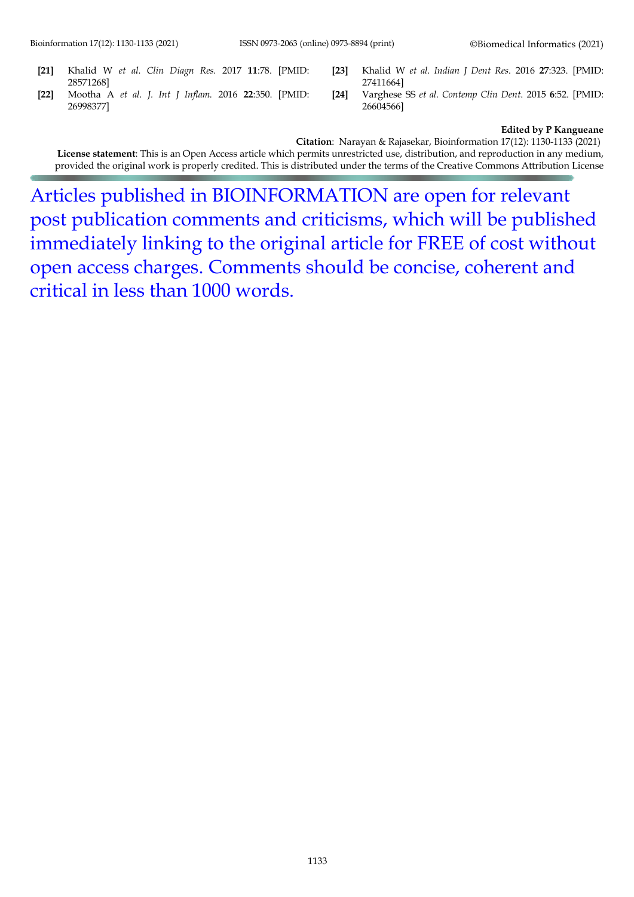[21] Khalid W *et al*. *Clin Diagn Res*. 2017 **11**:78. [PMID: 28571268]

[22] Mootha A *et al*. *J. Int J Inflam*. 2016 **22**:350. [PMID: 26998377]

[23] Khalid W *et al*. *Indian J Dent Res*. 2016 **27**:323. [PMID: 27411664]

[24] Varghese SS *et al*. *Contemp Clin Dent*. 2015 **6**:52. [PMID: 26604566]

**Edited by P Kangueane**

**Citation**: Narayan & Rajasekar, Bioinformation 17(12): 1130-1133 (2021)

**License statement**: This is an Open Access article which permits unrestricted use, distribution, and reproduction in any medium, provided the original work is properly credited. This is distributed under the terms of the Creative Commons Attribution License

Articles published in BIOINFORMATION are open for relevant post publication comments and criticisms, which will be published immediately linking to the original article for FREE of cost without open access charges. Comments should be concise, coherent and critical in less than 1000 words.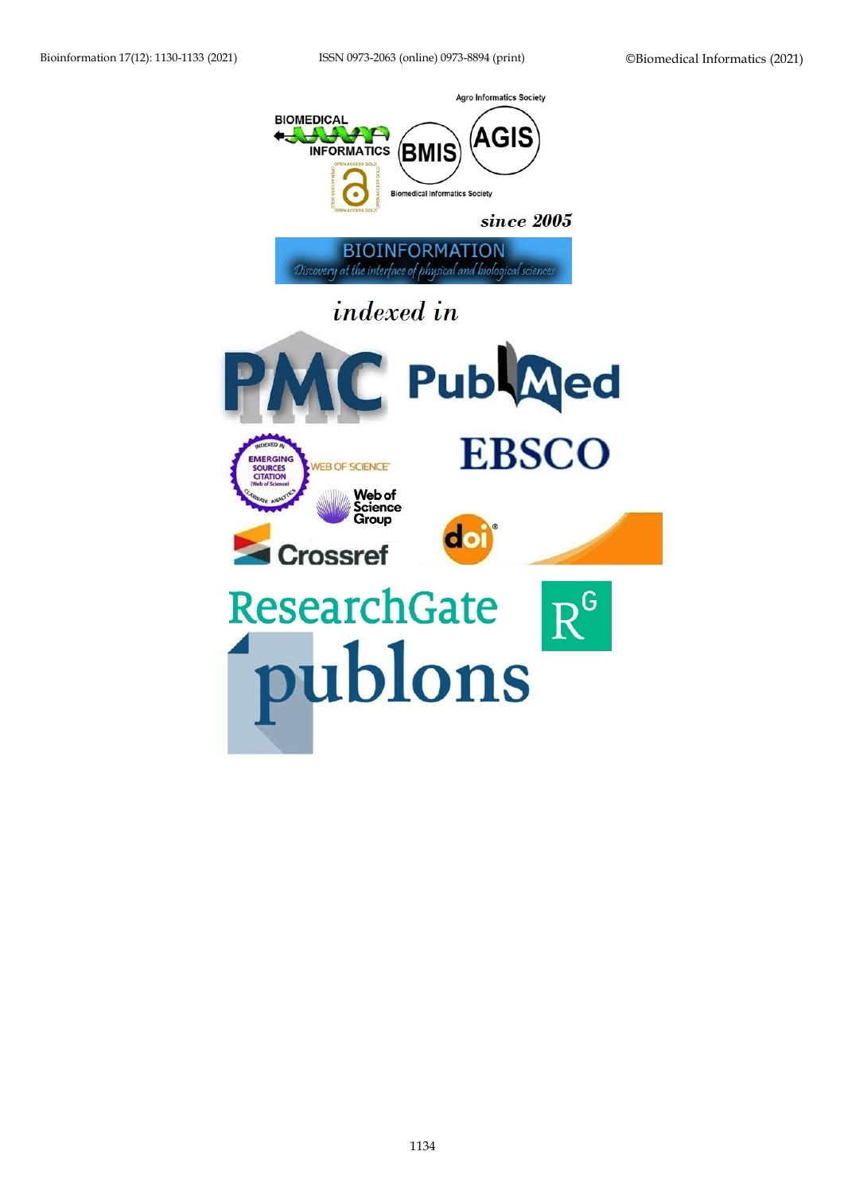Agro Informatics Society

BIOMEDICAL INFORMATICS

BMIS

AGIS

Biomedical Informatics Society

*since 2005*

BIOINFORMATION

*Discovery at the interface of physical and biological sciences*

*indexed in*

PMC

PubMed

EBSCO

INDEXED IN EMERGING SOURCES CITATION (Web of Science) CLARIVATE ANALYTICS

WEB OF SCIENCE

Web of Science Group

Crossref

doi

ResearchGate

publons